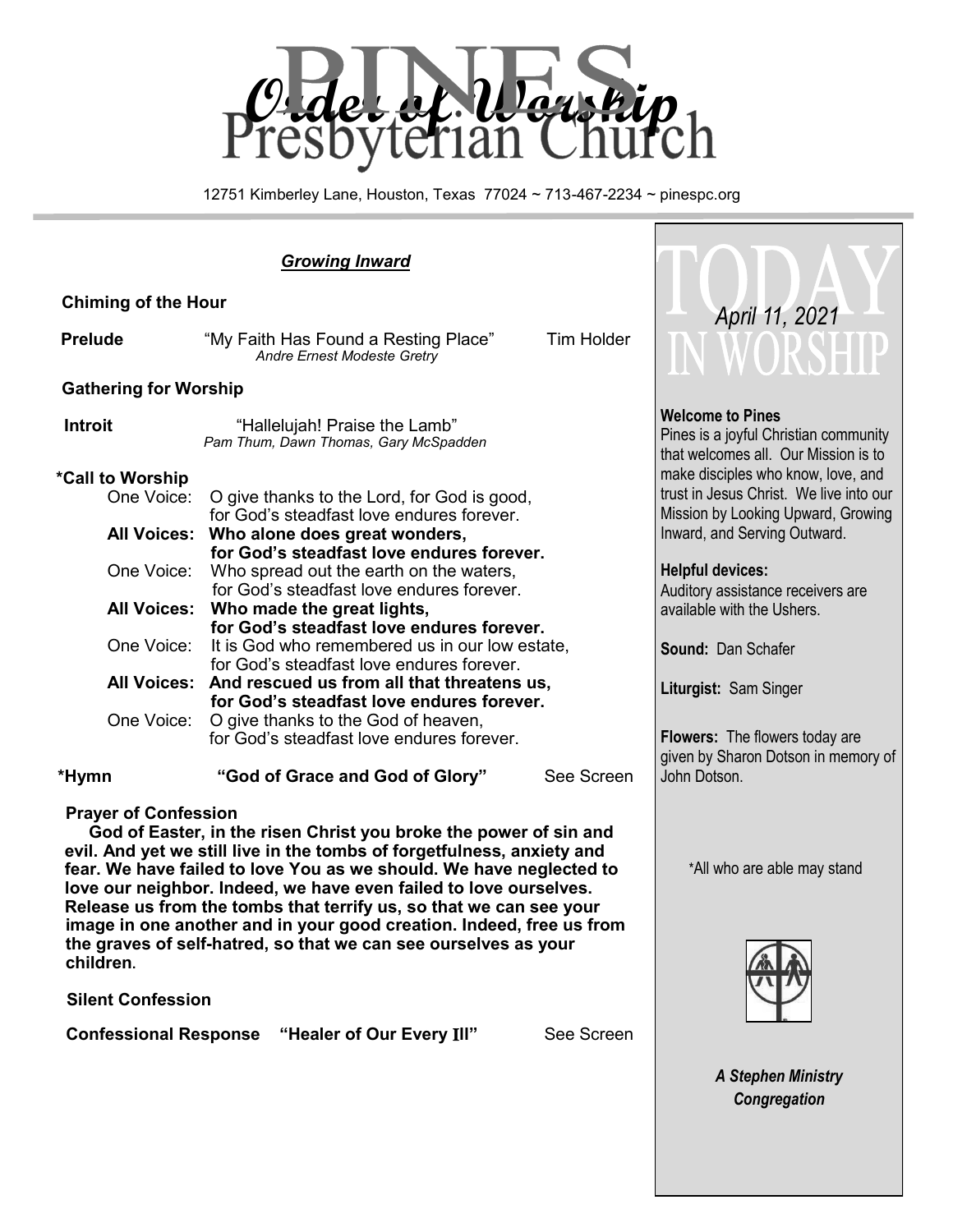# PINES Presbyterian Church

## Order of Worship

12751 Kimberley Lane, Houston, Texas 77024 ~ 713-467-2234 ~ pinespc.org

### *Growing Inward*

**Chiming of the Hour**

**Prelude** "My Faith Has Found a Resting Place" Tim Holder
*Andre Ernest Modeste Gretry*

**Gathering for Worship**

**Introit** "Hallelujah! Praise the Lamb"
*Pam Thum, Dawn Thomas, Gary McSpadden*

**\*Call to Worship**

One Voice: O give thanks to the Lord, for God is good,
for God's steadfast love endures forever.

**All Voices: Who alone does great wonders,
for God's steadfast love endures forever.**

One Voice: Who spread out the earth on the waters,
for God's steadfast love endures forever.

**All Voices: Who made the great lights,
for God's steadfast love endures forever.**

One Voice: It is God who remembered us in our low estate,
for God's steadfast love endures forever.

**All Voices: And rescued us from all that threatens us,
for God's steadfast love endures forever.**

One Voice: O give thanks to the God of heaven,
for God's steadfast love endures forever.

**\*Hymn "God of Grace and God of Glory"** See Screen

**Prayer of Confession**

**God of Easter, in the risen Christ you broke the power of sin and evil. And yet we still live in the tombs of forgetfulness, anxiety and fear. We have failed to love You as we should. We have neglected to love our neighbor. Indeed, we have even failed to love ourselves. Release us from the tombs that terrify us, so that we can see your image in one another and in your good creation. Indeed, free us from the graves of self-hatred, so that we can see ourselves as your children**.

**Silent Confession**

**Confessional Response "Healer of Our Every Ill"** See Screen

---

## TODAY IN WORSHIP

*April 11, 2021*

**Welcome to Pines**
Pines is a joyful Christian community that welcomes all. Our Mission is to make disciples who know, love, and trust in Jesus Christ. We live into our Mission by Looking Upward, Growing Inward, and Serving Outward.

**Helpful devices:**
Auditory assistance receivers are available with the Ushers.

**Sound:** Dan Schafer

**Liturgist:** Sam Singer

**Flowers:** The flowers today are given by Sharon Dotson in memory of John Dotson.

\*All who are able may stand

***A Stephen Ministry Congregation***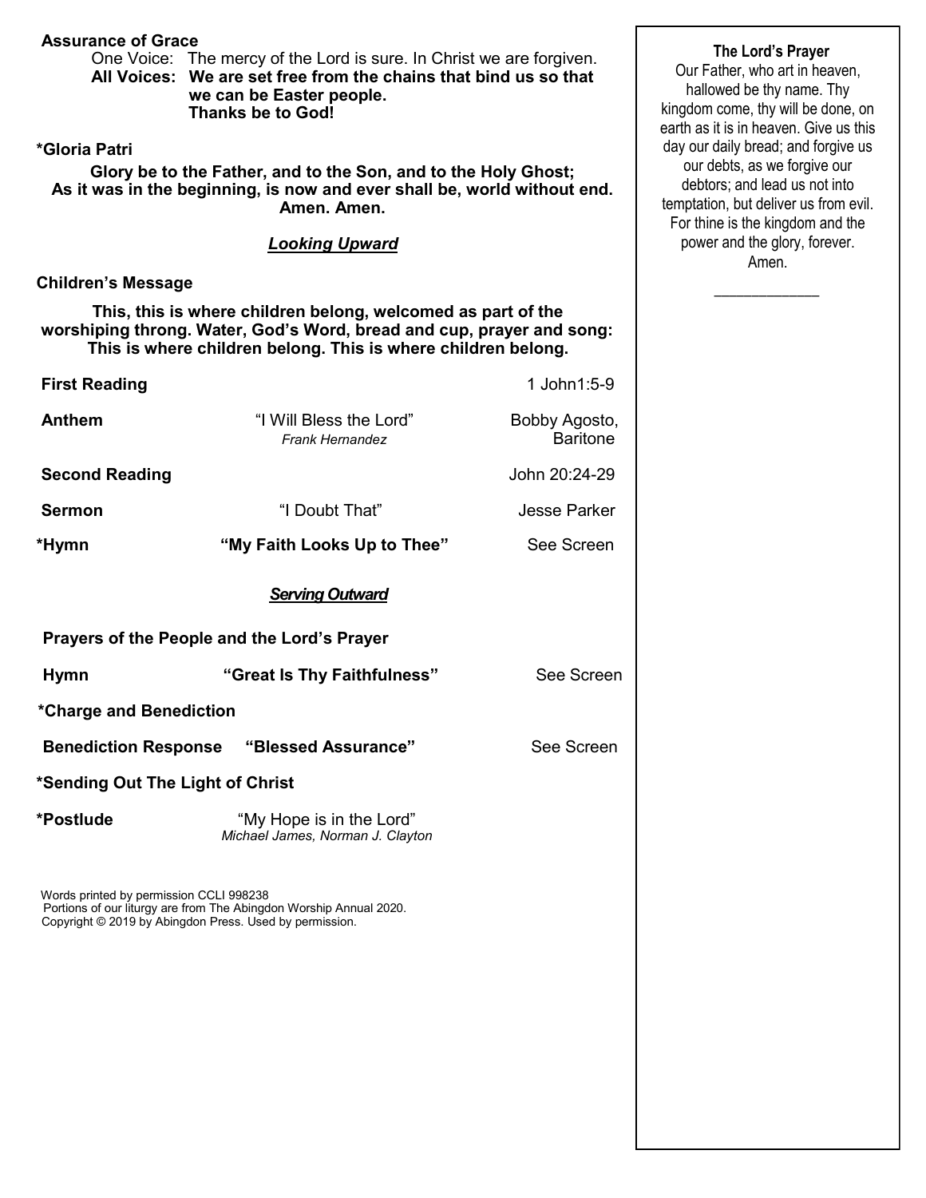**Assurance of Grace**

One Voice: The mercy of the Lord is sure. In Christ we are forgiven.
**All Voices: We are set free from the chains that bind us so that we can be Easter people. Thanks be to God!**

**\*Gloria Patri**

**Glory be to the Father, and to the Son, and to the Holy Ghost; As it was in the beginning, is now and ever shall be, world without end. Amen. Amen.**

## ***Looking Upward***

**Children's Message**

**This, this is where children belong, welcomed as part of the worshiping throng. Water, God's Word, bread and cup, prayer and song: This is where children belong. This is where children belong.**

| | | |
|---|---|---|
| **First Reading** | | 1 John1:5-9 |
| **Anthem** | "I Will Bless the Lord" *Frank Hernandez* | Bobby Agosto, Baritone |
| **Second Reading** | | John 20:24-29 |
| **Sermon** | "I Doubt That" | Jesse Parker |
| **\*Hymn** | **"My Faith Looks Up to Thee"** | See Screen |

## ***Serving Outward***

**Prayers of the People and the Lord's Prayer**

| | | |
|---|---|---|
| **Hymn** | **"Great Is Thy Faithfulness"** | See Screen |
| **\*Charge and Benediction** | | |
| **Benediction Response** | **"Blessed Assurance"** | See Screen |
| **\*Sending Out The Light of Christ** | | |
| **\*Postlude** | "My Hope is in the Lord" *Michael James, Norman J. Clayton* | |

Words printed by permission CCLI 998238
Portions of our liturgy are from The Abingdon Worship Annual 2020.
Copyright © 2019 by Abingdon Press. Used by permission.

**The Lord's Prayer**

Our Father, who art in heaven, hallowed be thy name. Thy kingdom come, thy will be done, on earth as it is in heaven. Give us this day our daily bread; and forgive us our debts, as we forgive our debtors; and lead us not into temptation, but deliver us from evil. For thine is the kingdom and the power and the glory, forever. Amen.

\_\_\_\_\_\_\_\_\_\_\_\_\_\_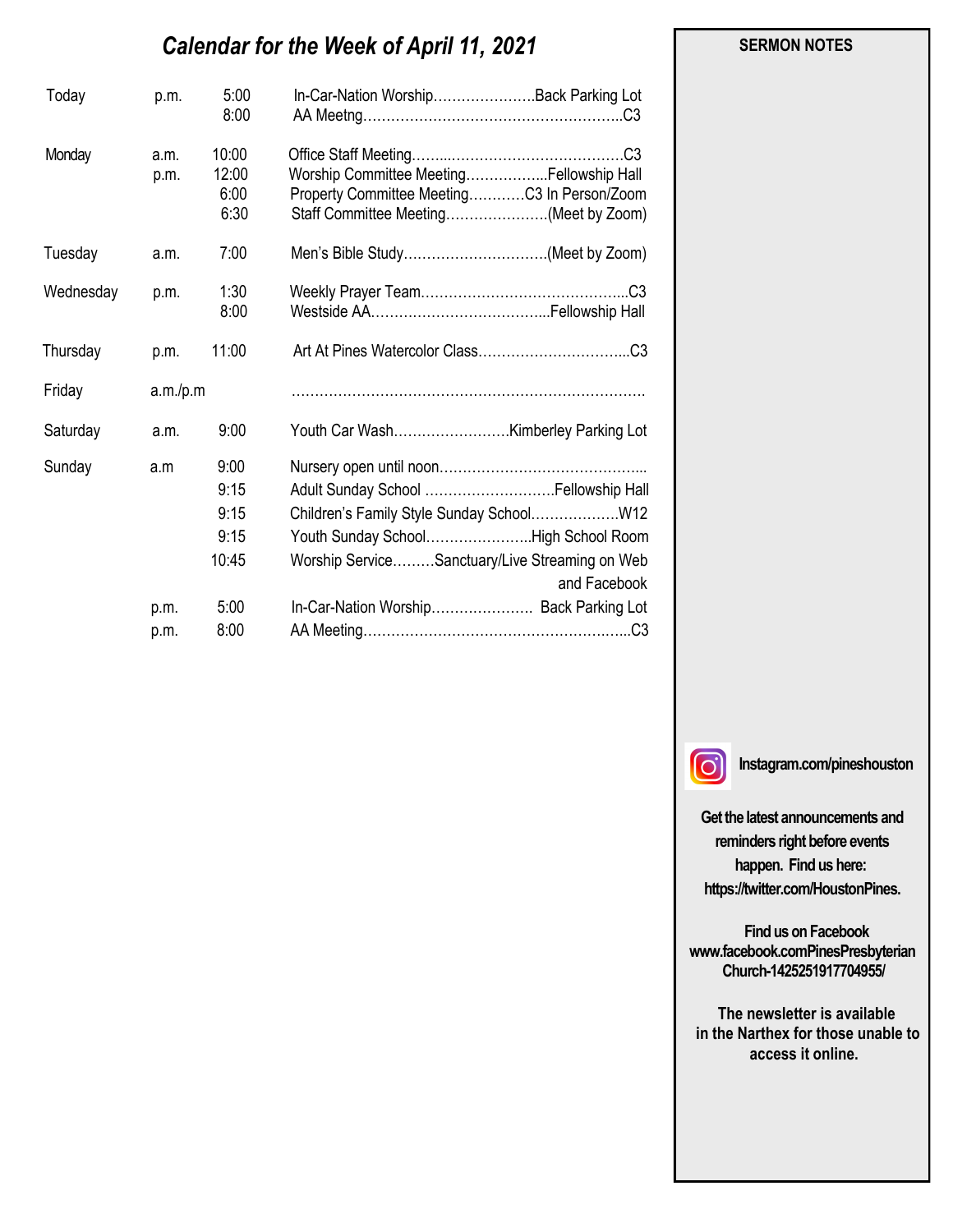## *Calendar for the Week of April 11, 2021*

| Day | | Time | Event | Location |
|---|---|---|---|---|
| Today | p.m. | 5:00 | In-Car-Nation Worship | Back Parking Lot |
| | | 8:00 | AA Meetng | C3 |
| Monday | a.m. | 10:00 | Office Staff Meeting | C3 |
| | p.m. | 12:00 | Worship Committee Meeting | Fellowship Hall |
| | | 6:00 | Property Committee Meeting | C3 In Person/Zoom |
| | | 6:30 | Staff Committee Meeting | (Meet by Zoom) |
| Tuesday | a.m. | 7:00 | Men's Bible Study | (Meet by Zoom) |
| Wednesday | p.m. | 1:30 | Weekly Prayer Team | C3 |
| | | 8:00 | Westside AA | Fellowship Hall |
| Thursday | p.m. | 11:00 | Art At Pines Watercolor Class | C3 |
| Friday | a.m./p.m | | | |
| Saturday | a.m. | 9:00 | Youth Car Wash | Kimberley Parking Lot |
| Sunday | a.m | 9:00 | Nursery open until noon | |
| | | 9:15 | Adult Sunday School | Fellowship Hall |
| | | 9:15 | Children's Family Style Sunday School | W12 |
| | | 9:15 | Youth Sunday School | High School Room |
| | | 10:45 | Worship Service | Sanctuary/Live Streaming on Web and Facebook |
| | p.m. | 5:00 | In-Car-Nation Worship | Back Parking Lot |
| | p.m. | 8:00 | AA Meeting | C3 |

**SERMON NOTES**

**Instagram.com/pineshouston**

**Get the latest announcements and reminders right before events happen. Find us here: https://twitter.com/HoustonPines.**

**Find us on Facebook www.facebook.comPinesPresbyterian Church-1425251917704955/**

**The newsletter is available in the Narthex for those unable to access it online.**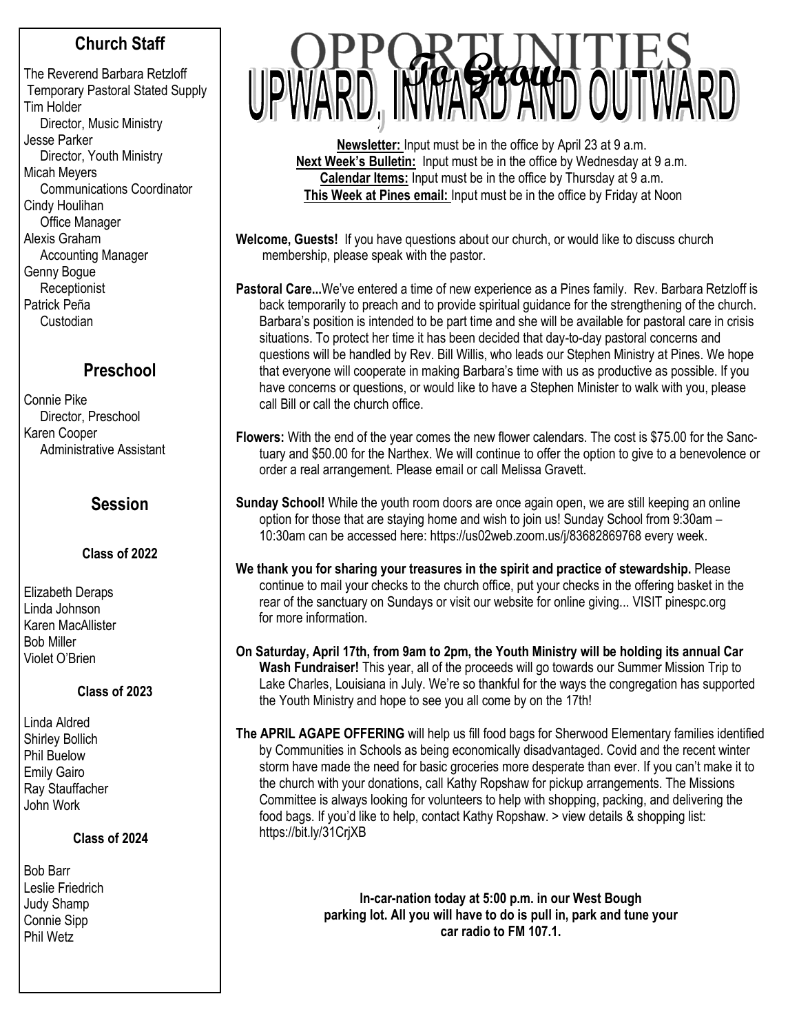## Church Staff

The Reverend Barbara Retzloff
Temporary Pastoral Stated Supply
Tim Holder
Director, Music Ministry
Jesse Parker
Director, Youth Ministry
Micah Meyers
Communications Coordinator
Cindy Houlihan
Office Manager
Alexis Graham
Accounting Manager
Genny Bogue
Receptionist
Patrick Peña
Custodian

## Preschool

Connie Pike
Director, Preschool
Karen Cooper
Administrative Assistant

## Session

### Class of 2022

Elizabeth Deraps
Linda Johnson
Karen MacAllister
Bob Miller
Violet O'Brien

### Class of 2023

Linda Aldred
Shirley Bollich
Phil Buelow
Emily Gairo
Ray Stauffacher
John Work

### Class of 2024

Bob Barr
Leslie Friedrich
Judy Shamp
Connie Sipp
Phil Wetz

# OPPORTUNITIES To Grow UPWARD, INWARD AND OUTWARD

**Newsletter:** Input must be in the office by April 23 at 9 a.m.
**Next Week's Bulletin:** Input must be in the office by Wednesday at 9 a.m.
**Calendar Items:** Input must be in the office by Thursday at 9 a.m.
**This Week at Pines email:** Input must be in the office by Friday at Noon

**Welcome, Guests!** If you have questions about our church, or would like to discuss church membership, please speak with the pastor.

**Pastoral Care...**We've entered a time of new experience as a Pines family. Rev. Barbara Retzloff is back temporarily to preach and to provide spiritual guidance for the strengthening of the church. Barbara's position is intended to be part time and she will be available for pastoral care in crisis situations. To protect her time it has been decided that day-to-day pastoral concerns and questions will be handled by Rev. Bill Willis, who leads our Stephen Ministry at Pines. We hope that everyone will cooperate in making Barbara's time with us as productive as possible. If you have concerns or questions, or would like to have a Stephen Minister to walk with you, please call Bill or call the church office.

**Flowers:** With the end of the year comes the new flower calendars. The cost is $75.00 for the Sanctuary and $50.00 for the Narthex. We will continue to offer the option to give to a benevolence or order a real arrangement. Please email or call Melissa Gravett.

**Sunday School!** While the youth room doors are once again open, we are still keeping an online option for those that are staying home and wish to join us! Sunday School from 9:30am – 10:30am can be accessed here: https://us02web.zoom.us/j/83682869768 every week.

**We thank you for sharing your treasures in the spirit and practice of stewardship.** Please continue to mail your checks to the church office, put your checks in the offering basket in the rear of the sanctuary on Sundays or visit our website for online giving... VISIT pinespc.org for more information.

**On Saturday, April 17th, from 9am to 2pm, the Youth Ministry will be holding its annual Car Wash Fundraiser!** This year, all of the proceeds will go towards our Summer Mission Trip to Lake Charles, Louisiana in July. We're so thankful for the ways the congregation has supported the Youth Ministry and hope to see you all come by on the 17th!

**The APRIL AGAPE OFFERING** will help us fill food bags for Sherwood Elementary families identified by Communities in Schools as being economically disadvantaged. Covid and the recent winter storm have made the need for basic groceries more desperate than ever. If you can't make it to the church with your donations, call Kathy Ropshaw for pickup arrangements. The Missions Committee is always looking for volunteers to help with shopping, packing, and delivering the food bags. If you'd like to help, contact Kathy Ropshaw. > view details & shopping list: https://bit.ly/31CrjXB

**In-car-nation today at 5:00 p.m. in our West Bough parking lot. All you will have to do is pull in, park and tune your car radio to FM 107.1.**